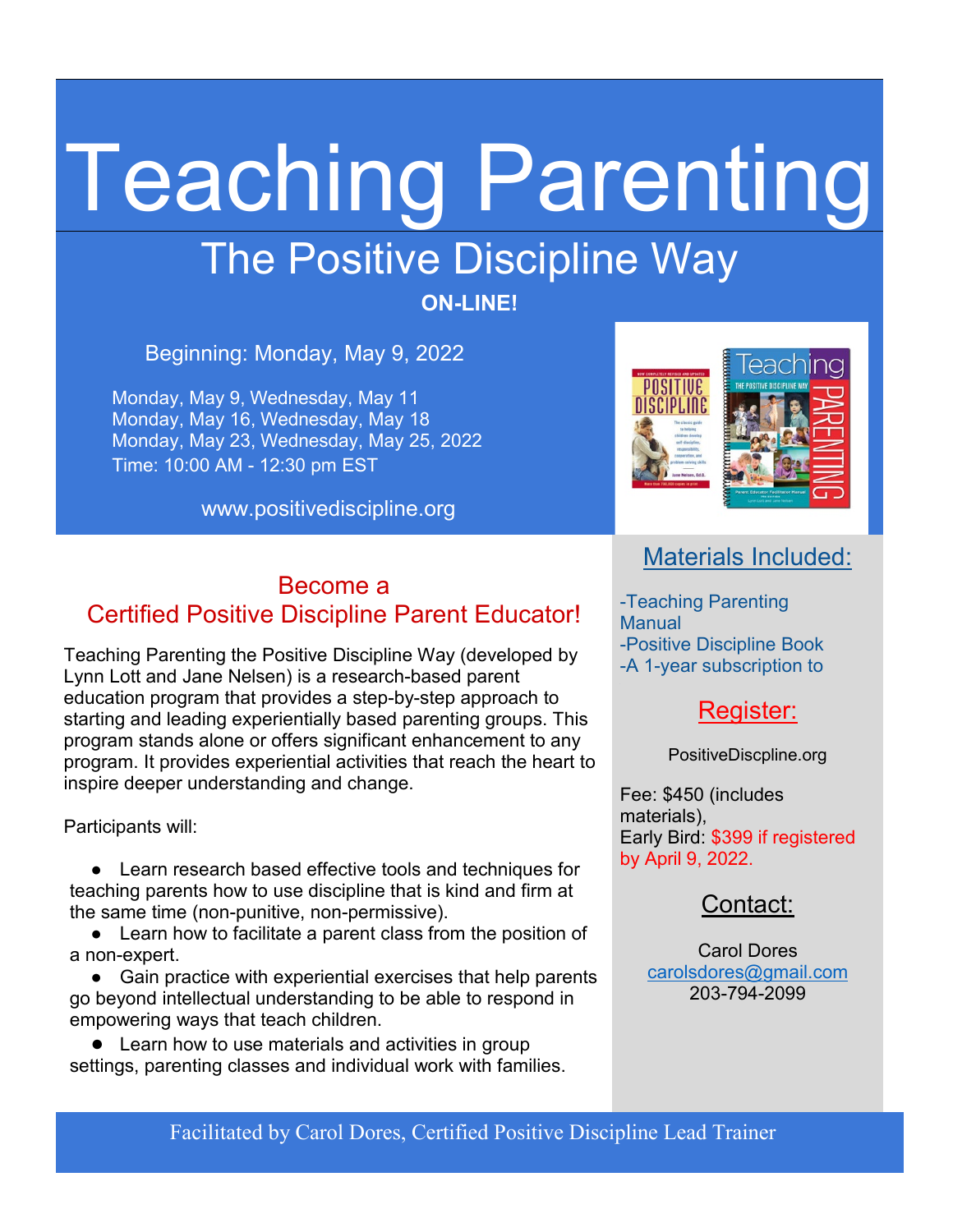# Teaching Parenting

## The Positive Discipline Way

**ON-LINE!**

Beginning: Monday, May 9, 2022

Monday, May 9, Wednesday, May 11
Monday, May 16, Wednesday, May 18
Monday, May 23, Wednesday, May 25, 2022
Time: 10:00 AM - 12:30 pm EST

www.positivediscipline.org

## Become a Certified Positive Discipline Parent Educator!

Teaching Parenting the Positive Discipline Way (developed by Lynn Lott and Jane Nelsen) is a research-based parent education program that provides a step-by-step approach to starting and leading experientially based parenting groups. This program stands alone or offers significant enhancement to any program. It provides experiential activities that reach the heart to inspire deeper understanding and change.

Participants will:

- Learn research based effective tools and techniques for teaching parents how to use discipline that is kind and firm at the same time (non-punitive, non-permissive).
- Learn how to facilitate a parent class from the position of a non-expert.
- Gain practice with experiential exercises that help parents go beyond intellectual understanding to be able to respond in empowering ways that teach children.
- Learn how to use materials and activities in group settings, parenting classes and individual work with families.

## Materials Included:

-Teaching Parenting Manual
-Positive Discipline Book
-A 1-year subscription to

## Register:

PositiveDiscpline.org

Fee: $450 (includes materials),
Early Bird: $399 if registered by April 9, 2022.

## Contact:

Carol Dores
carolsdores@gmail.com
203-794-2099

Facilitated by Carol Dores, Certified Positive Discipline Lead Trainer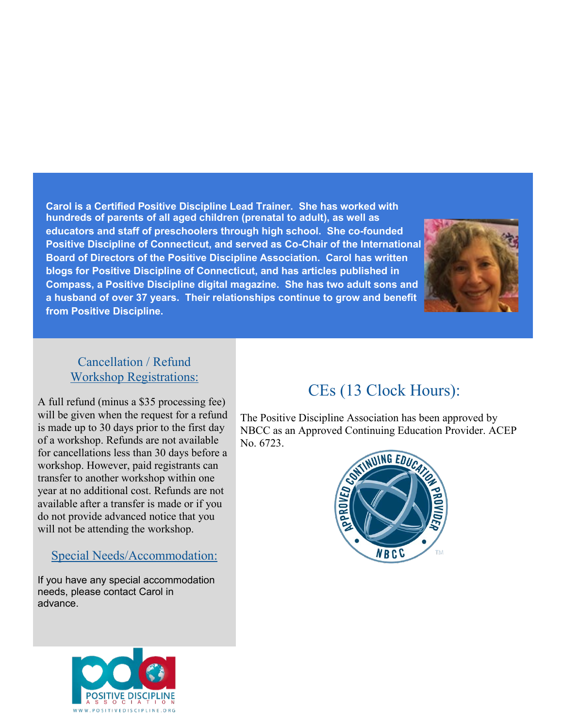**Carol is a Certified Positive Discipline Lead Trainer. She has worked with hundreds of parents of all aged children (prenatal to adult), as well as educators and staff of preschoolers through high school. She co-founded Positive Discipline of Connecticut, and served as Co-Chair of the International Board of Directors of the Positive Discipline Association. Carol has written blogs for Positive Discipline of Connecticut, and has articles published in Compass, a Positive Discipline digital magazine. She has two adult sons and a husband of over 37 years. Their relationships continue to grow and benefit from Positive Discipline.**

## Cancellation / Refund Workshop Registrations:

A full refund (minus a $35 processing fee) will be given when the request for a refund is made up to 30 days prior to the first day of a workshop. Refunds are not available for cancellations less than 30 days before a workshop. However, paid registrants can transfer to another workshop within one year at no additional cost. Refunds are not available after a transfer is made or if you do not provide advanced notice that you will not be attending the workshop.

## Special Needs/Accommodation:

If you have any special accommodation needs, please contact Carol in advance.

## CEs (13 Clock Hours):

The Positive Discipline Association has been approved by NBCC as an Approved Continuing Education Provider. ACEP No. 6723.

APPROVED CONTINUING EDUCATION PROVIDER NBCC

POSITIVE DISCIPLINE ASSOCIATION
WWW.POSITIVEDISCIPLINE.ORG